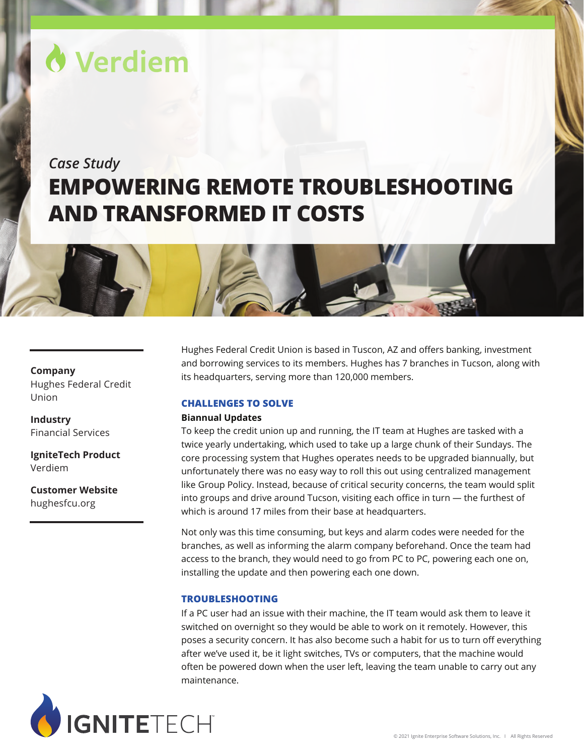# Verdiem

*Case Study*

# EMPOWERING REMOTE TROUBLESHOOTING AND TRANSFORMED IT COSTS

**Company**
Hughes Federal Credit Union

**Industry**
Financial Services

**IgniteTech Product**
Verdiem

**Customer Website**
hughesfcu.org

Hughes Federal Credit Union is based in Tuscon, AZ and offers banking, investment and borrowing services to its members. Hughes has 7 branches in Tucson, along with its headquarters, serving more than 120,000 members.

## CHALLENGES TO SOLVE

**Biannual Updates**

To keep the credit union up and running, the IT team at Hughes are tasked with a twice yearly undertaking, which used to take up a large chunk of their Sundays. The core processing system that Hughes operates needs to be upgraded biannually, but unfortunately there was no easy way to roll this out using centralized management like Group Policy. Instead, because of critical security concerns, the team would split into groups and drive around Tucson, visiting each office in turn — the furthest of which is around 17 miles from their base at headquarters.

Not only was this time consuming, but keys and alarm codes were needed for the branches, as well as informing the alarm company beforehand. Once the team had access to the branch, they would need to go from PC to PC, powering each one on, installing the update and then powering each one down.

## TROUBLESHOOTING

If a PC user had an issue with their machine, the IT team would ask them to leave it switched on overnight so they would be able to work on it remotely. However, this poses a security concern. It has also become such a habit for us to turn off everything after we've used it, be it light switches, TVs or computers, that the machine would often be powered down when the user left, leaving the team unable to carry out any maintenance.

IGNITETECH

© 2021 Ignite Enterprise Software Solutions, Inc. I All Rights Reserved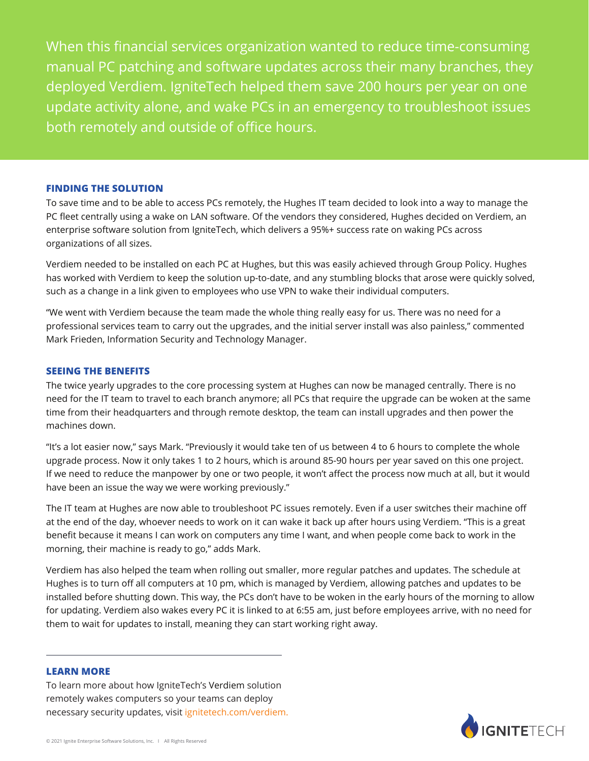When this financial services organization wanted to reduce time-consuming manual PC patching and software updates across their many branches, they deployed Verdiem. IgniteTech helped them save 200 hours per year on one update activity alone, and wake PCs in an emergency to troubleshoot issues both remotely and outside of office hours.

## FINDING THE SOLUTION

To save time and to be able to access PCs remotely, the Hughes IT team decided to look into a way to manage the PC fleet centrally using a wake on LAN software. Of the vendors they considered, Hughes decided on Verdiem, an enterprise software solution from IgniteTech, which delivers a 95%+ success rate on waking PCs across organizations of all sizes.

Verdiem needed to be installed on each PC at Hughes, but this was easily achieved through Group Policy. Hughes has worked with Verdiem to keep the solution up-to-date, and any stumbling blocks that arose were quickly solved, such as a change in a link given to employees who use VPN to wake their individual computers.

"We went with Verdiem because the team made the whole thing really easy for us. There was no need for a professional services team to carry out the upgrades, and the initial server install was also painless," commented Mark Frieden, Information Security and Technology Manager.

## SEEING THE BENEFITS

The twice yearly upgrades to the core processing system at Hughes can now be managed centrally. There is no need for the IT team to travel to each branch anymore; all PCs that require the upgrade can be woken at the same time from their headquarters and through remote desktop, the team can install upgrades and then power the machines down.

"It's a lot easier now," says Mark. "Previously it would take ten of us between 4 to 6 hours to complete the whole upgrade process. Now it only takes 1 to 2 hours, which is around 85-90 hours per year saved on this one project. If we need to reduce the manpower by one or two people, it won't affect the process now much at all, but it would have been an issue the way we were working previously."

The IT team at Hughes are now able to troubleshoot PC issues remotely. Even if a user switches their machine off at the end of the day, whoever needs to work on it can wake it back up after hours using Verdiem. "This is a great benefit because it means I can work on computers any time I want, and when people come back to work in the morning, their machine is ready to go," adds Mark.

Verdiem has also helped the team when rolling out smaller, more regular patches and updates. The schedule at Hughes is to turn off all computers at 10 pm, which is managed by Verdiem, allowing patches and updates to be installed before shutting down. This way, the PCs don't have to be woken in the early hours of the morning to allow for updating. Verdiem also wakes every PC it is linked to at 6:55 am, just before employees arrive, with no need for them to wait for updates to install, meaning they can start working right away.

## LEARN MORE

To learn more about how IgniteTech's Verdiem solution remotely wakes computers so your teams can deploy necessary security updates, visit ignitetech.com/verdiem.

IGNITETECH

© 2021 Ignite Enterprise Software Solutions, Inc. | All Rights Reserved